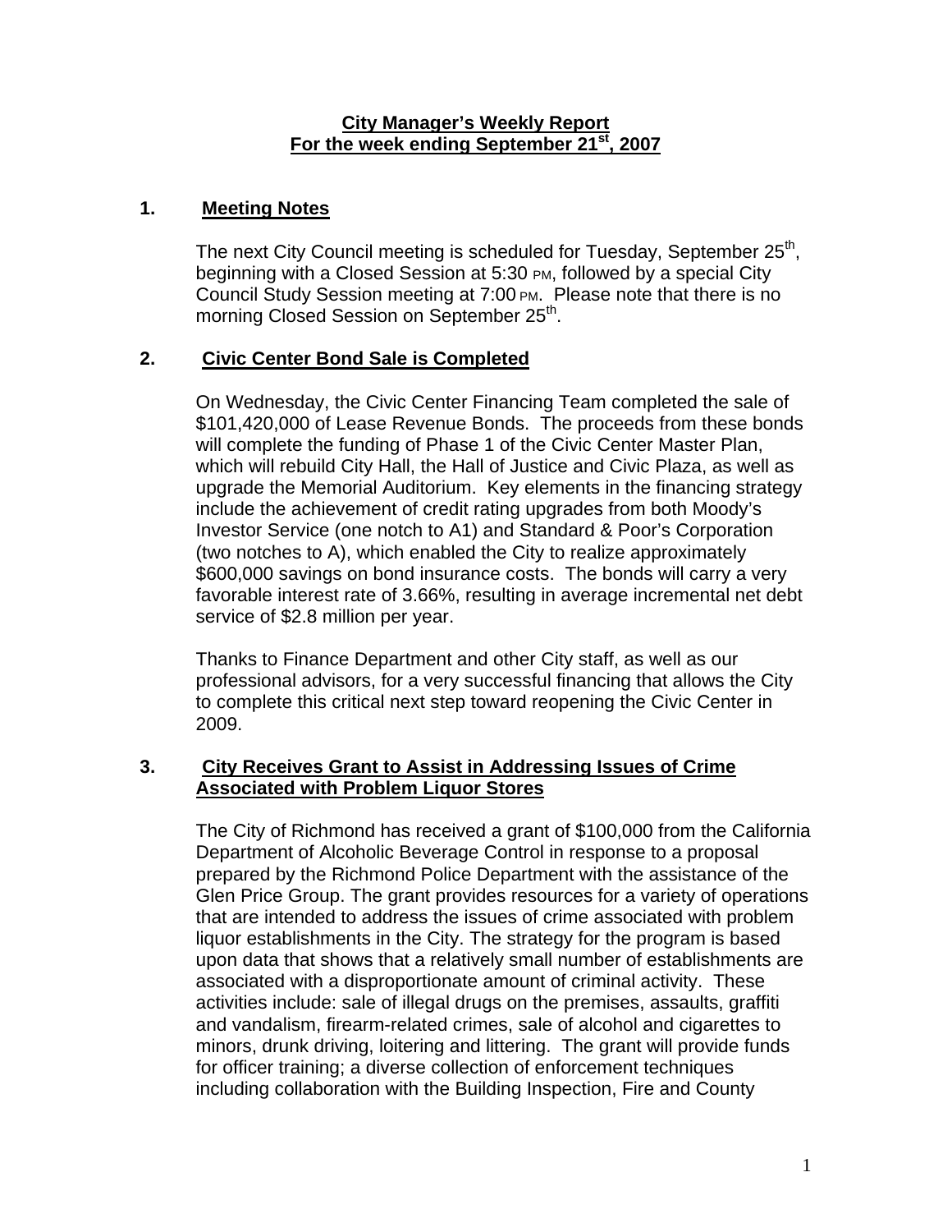# City Manager's Weekly Report
## For the week ending September 21st, 2007

## 1. Meeting Notes

The next City Council meeting is scheduled for Tuesday, September 25th, beginning with a Closed Session at 5:30 PM, followed by a special City Council Study Session meeting at 7:00 PM. Please note that there is no morning Closed Session on September 25th.

## 2. Civic Center Bond Sale is Completed

On Wednesday, the Civic Center Financing Team completed the sale of $101,420,000 of Lease Revenue Bonds. The proceeds from these bonds will complete the funding of Phase 1 of the Civic Center Master Plan, which will rebuild City Hall, the Hall of Justice and Civic Plaza, as well as upgrade the Memorial Auditorium. Key elements in the financing strategy include the achievement of credit rating upgrades from both Moody's Investor Service (one notch to A1) and Standard & Poor's Corporation (two notches to A), which enabled the City to realize approximately $600,000 savings on bond insurance costs. The bonds will carry a very favorable interest rate of 3.66%, resulting in average incremental net debt service of $2.8 million per year.

Thanks to Finance Department and other City staff, as well as our professional advisors, for a very successful financing that allows the City to complete this critical next step toward reopening the Civic Center in 2009.

## 3. City Receives Grant to Assist in Addressing Issues of Crime Associated with Problem Liquor Stores

The City of Richmond has received a grant of $100,000 from the California Department of Alcoholic Beverage Control in response to a proposal prepared by the Richmond Police Department with the assistance of the Glen Price Group. The grant provides resources for a variety of operations that are intended to address the issues of crime associated with problem liquor establishments in the City. The strategy for the program is based upon data that shows that a relatively small number of establishments are associated with a disproportionate amount of criminal activity. These activities include: sale of illegal drugs on the premises, assaults, graffiti and vandalism, firearm-related crimes, sale of alcohol and cigarettes to minors, drunk driving, loitering and littering. The grant will provide funds for officer training; a diverse collection of enforcement techniques including collaboration with the Building Inspection, Fire and County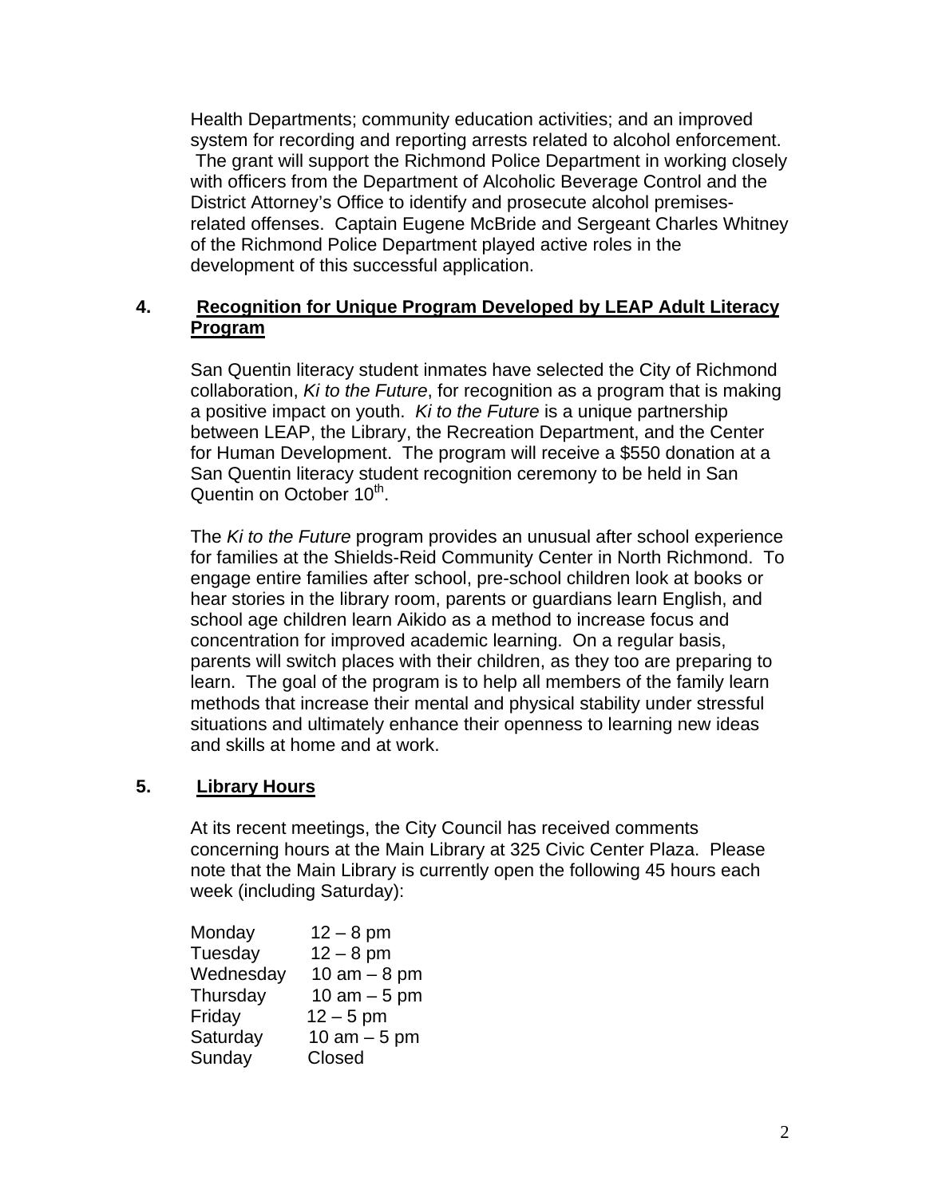Health Departments; community education activities; and an improved system for recording and reporting arrests related to alcohol enforcement. The grant will support the Richmond Police Department in working closely with officers from the Department of Alcoholic Beverage Control and the District Attorney's Office to identify and prosecute alcohol premises-related offenses. Captain Eugene McBride and Sergeant Charles Whitney of the Richmond Police Department played active roles in the development of this successful application.

### 4. Recognition for Unique Program Developed by LEAP Adult Literacy Program

San Quentin literacy student inmates have selected the City of Richmond collaboration, *Ki to the Future*, for recognition as a program that is making a positive impact on youth. *Ki to the Future* is a unique partnership between LEAP, the Library, the Recreation Department, and the Center for Human Development. The program will receive a $550 donation at a San Quentin literacy student recognition ceremony to be held in San Quentin on October 10th.

The *Ki to the Future* program provides an unusual after school experience for families at the Shields-Reid Community Center in North Richmond. To engage entire families after school, pre-school children look at books or hear stories in the library room, parents or guardians learn English, and school age children learn Aikido as a method to increase focus and concentration for improved academic learning. On a regular basis, parents will switch places with their children, as they too are preparing to learn. The goal of the program is to help all members of the family learn methods that increase their mental and physical stability under stressful situations and ultimately enhance their openness to learning new ideas and skills at home and at work.

### 5. Library Hours

At its recent meetings, the City Council has received comments concerning hours at the Main Library at 325 Civic Center Plaza. Please note that the Main Library is currently open the following 45 hours each week (including Saturday):

| Day | Hours |
|---|---|
| Monday | 12 – 8 pm |
| Tuesday | 12 – 8 pm |
| Wednesday | 10 am – 8 pm |
| Thursday | 10 am – 5 pm |
| Friday | 12 – 5 pm |
| Saturday | 10 am – 5 pm |
| Sunday | Closed |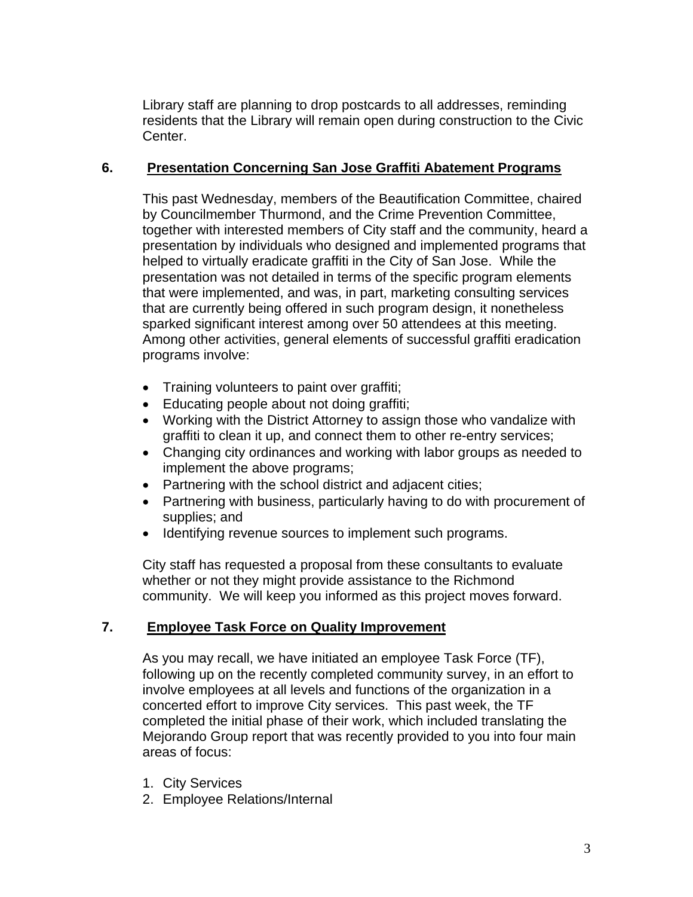Library staff are planning to drop postcards to all addresses, reminding residents that the Library will remain open during construction to the Civic Center.

## 6. Presentation Concerning San Jose Graffiti Abatement Programs

This past Wednesday, members of the Beautification Committee, chaired by Councilmember Thurmond, and the Crime Prevention Committee, together with interested members of City staff and the community, heard a presentation by individuals who designed and implemented programs that helped to virtually eradicate graffiti in the City of San Jose. While the presentation was not detailed in terms of the specific program elements that were implemented, and was, in part, marketing consulting services that are currently being offered in such program design, it nonetheless sparked significant interest among over 50 attendees at this meeting. Among other activities, general elements of successful graffiti eradication programs involve:

- Training volunteers to paint over graffiti;
- Educating people about not doing graffiti;
- Working with the District Attorney to assign those who vandalize with graffiti to clean it up, and connect them to other re-entry services;
- Changing city ordinances and working with labor groups as needed to implement the above programs;
- Partnering with the school district and adjacent cities;
- Partnering with business, particularly having to do with procurement of supplies; and
- Identifying revenue sources to implement such programs.

City staff has requested a proposal from these consultants to evaluate whether or not they might provide assistance to the Richmond community. We will keep you informed as this project moves forward.

## 7. Employee Task Force on Quality Improvement

As you may recall, we have initiated an employee Task Force (TF), following up on the recently completed community survey, in an effort to involve employees at all levels and functions of the organization in a concerted effort to improve City services. This past week, the TF completed the initial phase of their work, which included translating the Mejorando Group report that was recently provided to you into four main areas of focus:

1. City Services
2. Employee Relations/Internal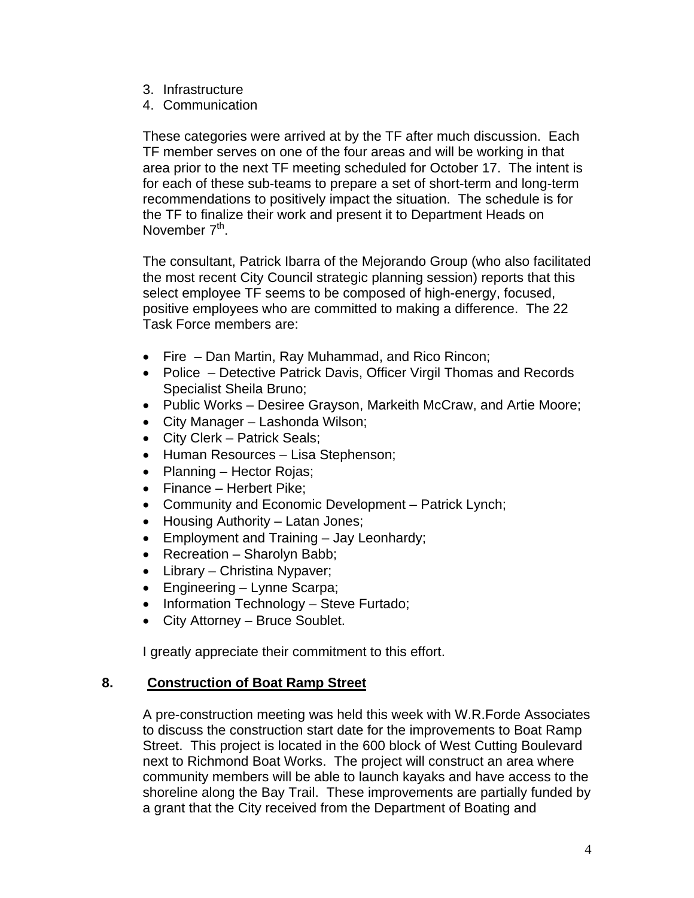3. Infrastructure
4. Communication

These categories were arrived at by the TF after much discussion. Each TF member serves on one of the four areas and will be working in that area prior to the next TF meeting scheduled for October 17. The intent is for each of these sub-teams to prepare a set of short-term and long-term recommendations to positively impact the situation. The schedule is for the TF to finalize their work and present it to Department Heads on November 7th.

The consultant, Patrick Ibarra of the Mejorando Group (who also facilitated the most recent City Council strategic planning session) reports that this select employee TF seems to be composed of high-energy, focused, positive employees who are committed to making a difference. The 22 Task Force members are:

- Fire – Dan Martin, Ray Muhammad, and Rico Rincon;
- Police – Detective Patrick Davis, Officer Virgil Thomas and Records Specialist Sheila Bruno;
- Public Works – Desiree Grayson, Markeith McCraw, and Artie Moore;
- City Manager – Lashonda Wilson;
- City Clerk – Patrick Seals;
- Human Resources – Lisa Stephenson;
- Planning – Hector Rojas;
- Finance – Herbert Pike;
- Community and Economic Development – Patrick Lynch;
- Housing Authority – Latan Jones;
- Employment and Training – Jay Leonhardy;
- Recreation – Sharolyn Babb;
- Library – Christina Nypaver;
- Engineering – Lynne Scarpa;
- Information Technology – Steve Furtado;
- City Attorney – Bruce Soublet.

I greatly appreciate their commitment to this effort.

## 8. Construction of Boat Ramp Street

A pre-construction meeting was held this week with W.R.Forde Associates to discuss the construction start date for the improvements to Boat Ramp Street. This project is located in the 600 block of West Cutting Boulevard next to Richmond Boat Works. The project will construct an area where community members will be able to launch kayaks and have access to the shoreline along the Bay Trail. These improvements are partially funded by a grant that the City received from the Department of Boating and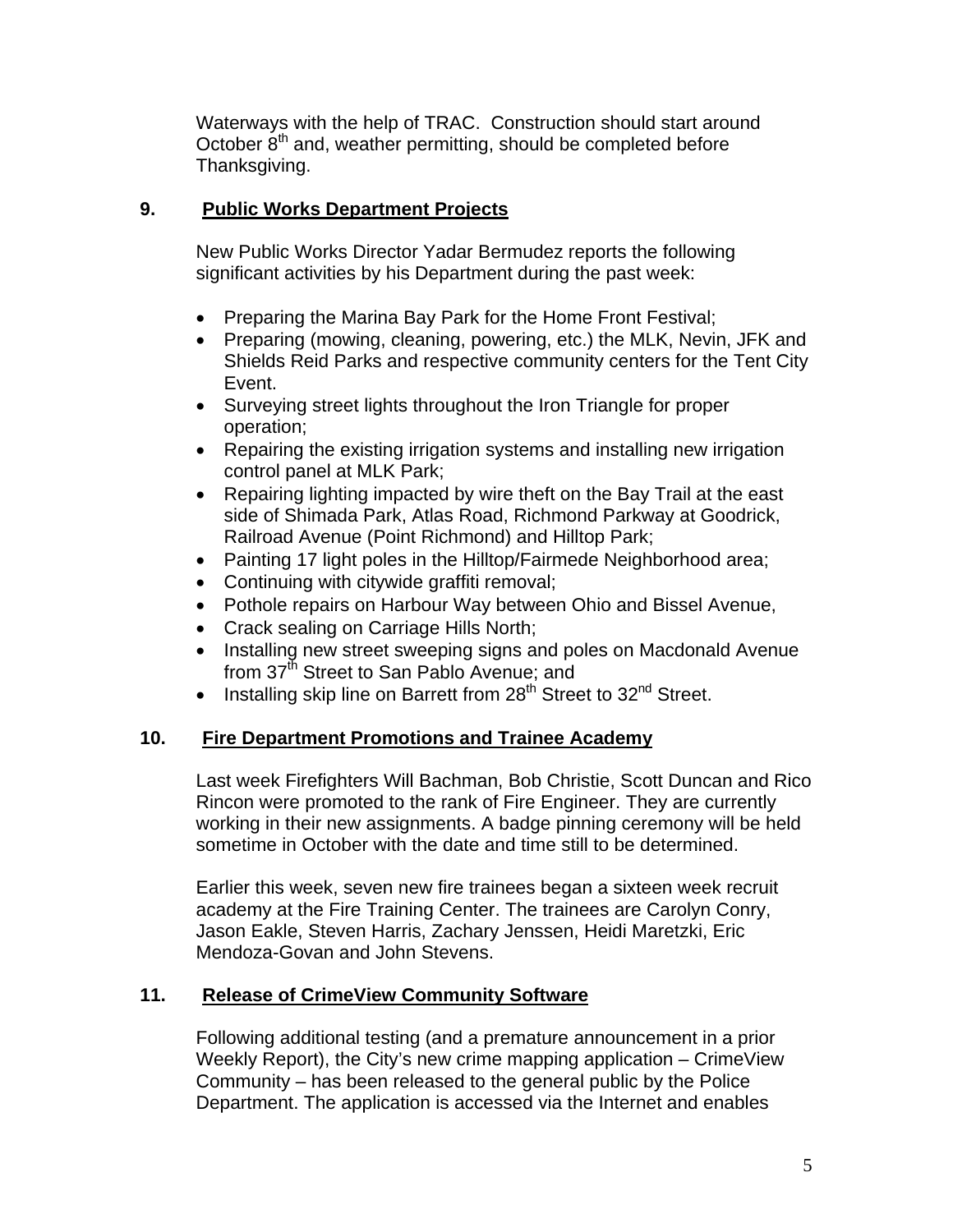Waterways with the help of TRAC. Construction should start around October 8th and, weather permitting, should be completed before Thanksgiving.

## 9. Public Works Department Projects

New Public Works Director Yadar Bermudez reports the following significant activities by his Department during the past week:

- Preparing the Marina Bay Park for the Home Front Festival;
- Preparing (mowing, cleaning, powering, etc.) the MLK, Nevin, JFK and Shields Reid Parks and respective community centers for the Tent City Event.
- Surveying street lights throughout the Iron Triangle for proper operation;
- Repairing the existing irrigation systems and installing new irrigation control panel at MLK Park;
- Repairing lighting impacted by wire theft on the Bay Trail at the east side of Shimada Park, Atlas Road, Richmond Parkway at Goodrick, Railroad Avenue (Point Richmond) and Hilltop Park;
- Painting 17 light poles in the Hilltop/Fairmede Neighborhood area;
- Continuing with citywide graffiti removal;
- Pothole repairs on Harbour Way between Ohio and Bissel Avenue,
- Crack sealing on Carriage Hills North;
- Installing new street sweeping signs and poles on Macdonald Avenue from 37th Street to San Pablo Avenue; and
- Installing skip line on Barrett from 28th Street to 32nd Street.

## 10. Fire Department Promotions and Trainee Academy

Last week Firefighters Will Bachman, Bob Christie, Scott Duncan and Rico Rincon were promoted to the rank of Fire Engineer. They are currently working in their new assignments. A badge pinning ceremony will be held sometime in October with the date and time still to be determined.

Earlier this week, seven new fire trainees began a sixteen week recruit academy at the Fire Training Center. The trainees are Carolyn Conry, Jason Eakle, Steven Harris, Zachary Jenssen, Heidi Maretzki, Eric Mendoza-Govan and John Stevens.

## 11. Release of CrimeView Community Software

Following additional testing (and a premature announcement in a prior Weekly Report), the City's new crime mapping application – CrimeView Community – has been released to the general public by the Police Department. The application is accessed via the Internet and enables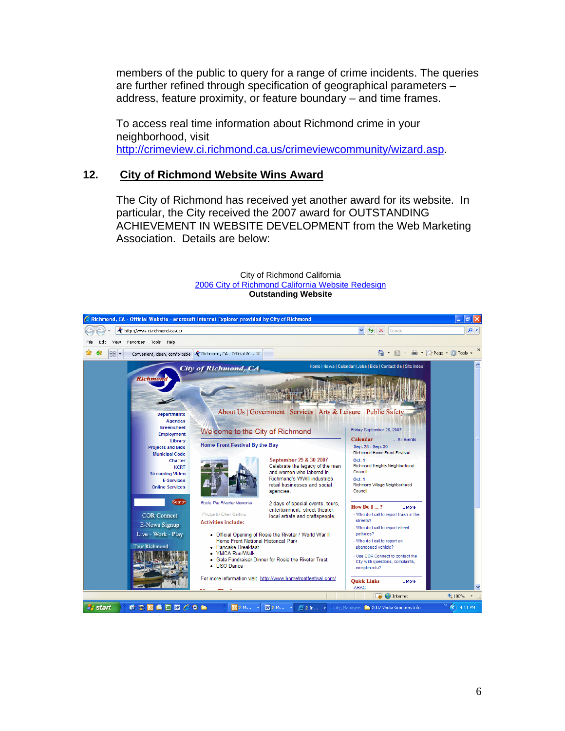members of the public to query for a range of crime incidents. The queries are further refined through specification of geographical parameters – address, feature proximity, or feature boundary – and time frames.

To access real time information about Richmond crime in your neighborhood, visit http://crimeview.ci.richmond.ca.us/crimeviewcommunity/wizard.asp.

## 12. City of Richmond Website Wins Award

The City of Richmond has received yet another award for its website. In particular, the City received the 2007 award for OUTSTANDING ACHIEVEMENT IN WEBSITE DEVELOPMENT from the Web Marketing Association. Details are below:

City of Richmond California
2006 City of Richmond California Website Redesign
**Outstanding Website**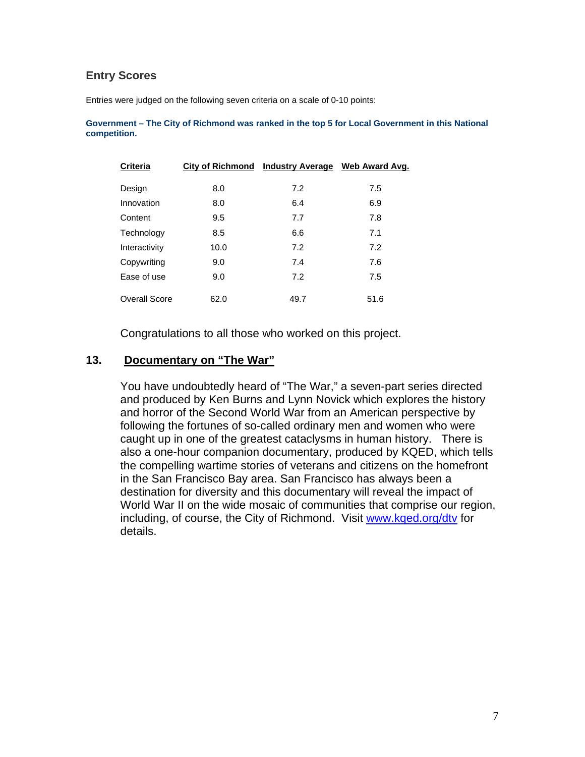### Entry Scores

Entries were judged on the following seven criteria on a scale of 0-10 points:

**Government – The City of Richmond was ranked in the top 5 for Local Government in this National competition.**

| Criteria | City of Richmond | Industry Average | Web Award Avg. |
|---|---|---|---|
| Design | 8.0 | 7.2 | 7.5 |
| Innovation | 8.0 | 6.4 | 6.9 |
| Content | 9.5 | 7.7 | 7.8 |
| Technology | 8.5 | 6.6 | 7.1 |
| Interactivity | 10.0 | 7.2 | 7.2 |
| Copywriting | 9.0 | 7.4 | 7.6 |
| Ease of use | 9.0 | 7.2 | 7.5 |
| Overall Score | 62.0 | 49.7 | 51.6 |

Congratulations to all those who worked on this project.

## 13. Documentary on "The War"

You have undoubtedly heard of "The War," a seven-part series directed and produced by Ken Burns and Lynn Novick which explores the history and horror of the Second World War from an American perspective by following the fortunes of so-called ordinary men and women who were caught up in one of the greatest cataclysms in human history. There is also a one-hour companion documentary, produced by KQED, which tells the compelling wartime stories of veterans and citizens on the homefront in the San Francisco Bay area. San Francisco has always been a destination for diversity and this documentary will reveal the impact of World War II on the wide mosaic of communities that comprise our region, including, of course, the City of Richmond. Visit www.kqed.org/dtv for details.